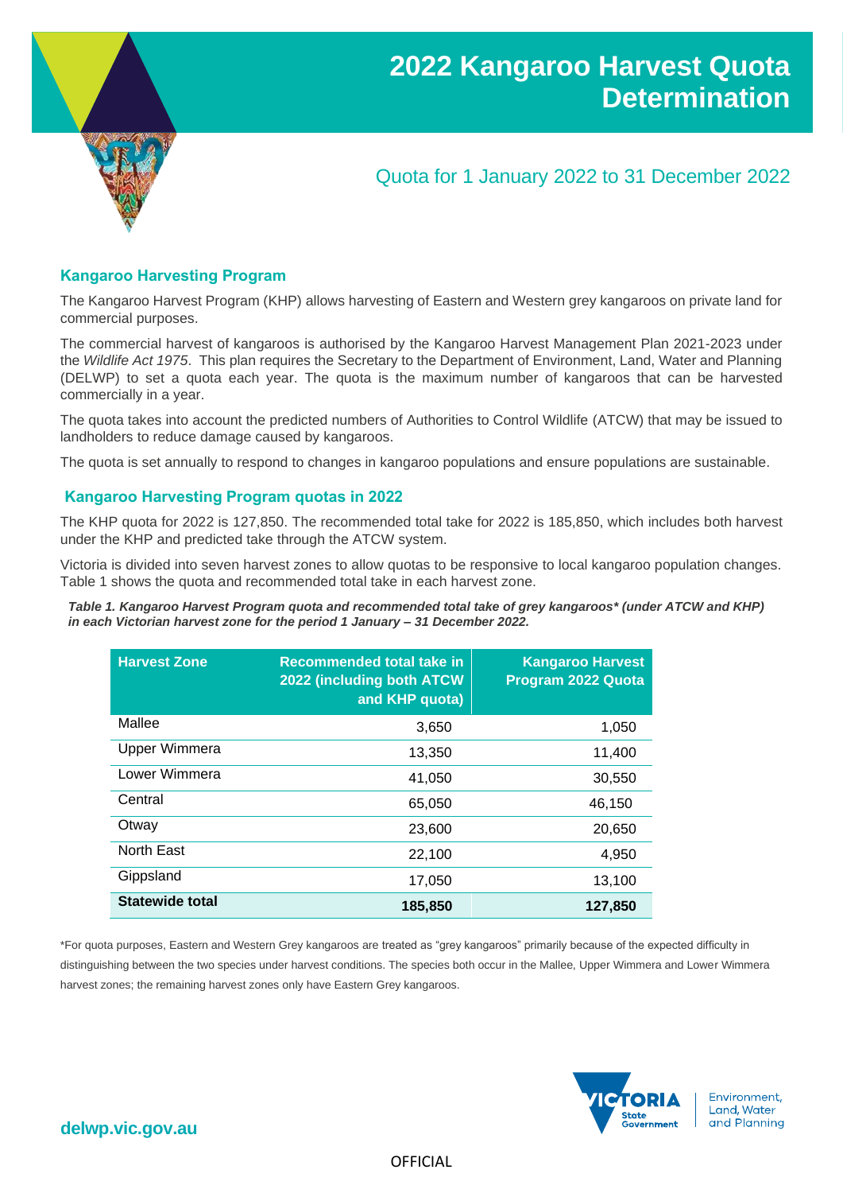# 2022 Kangaroo Harvest Quota Determination

## Quota for 1 January 2022 to 31 December 2022

### Kangaroo Harvesting Program

The Kangaroo Harvest Program (KHP) allows harvesting of Eastern and Western grey kangaroos on private land for commercial purposes.

The commercial harvest of kangaroos is authorised by the Kangaroo Harvest Management Plan 2021-2023 under the *Wildlife Act 1975*. This plan requires the Secretary to the Department of Environment, Land, Water and Planning (DELWP) to set a quota each year. The quota is the maximum number of kangaroos that can be harvested commercially in a year.

The quota takes into account the predicted numbers of Authorities to Control Wildlife (ATCW) that may be issued to landholders to reduce damage caused by kangaroos.

The quota is set annually to respond to changes in kangaroo populations and ensure populations are sustainable.

### Kangaroo Harvesting Program quotas in 2022

The KHP quota for 2022 is 127,850. The recommended total take for 2022 is 185,850, which includes both harvest under the KHP and predicted take through the ATCW system.

Victoria is divided into seven harvest zones to allow quotas to be responsive to local kangaroo population changes. Table 1 shows the quota and recommended total take in each harvest zone.

***Table 1. Kangaroo Harvest Program quota and recommended total take of grey kangaroos\* (under ATCW and KHP) in each Victorian harvest zone for the period 1 January – 31 December 2022.***

| Harvest Zone | Recommended total take in 2022 (including both ATCW and KHP quota) | Kangaroo Harvest Program 2022 Quota |
|---|---:|---:|
| Mallee | 3,650 | 1,050 |
| Upper Wimmera | 13,350 | 11,400 |
| Lower Wimmera | 41,050 | 30,550 |
| Central | 65,050 | 46,150 |
| Otway | 23,600 | 20,650 |
| North East | 22,100 | 4,950 |
| Gippsland | 17,050 | 13,100 |
| **Statewide total** | **185,850** | **127,850** |

*For quota purposes, Eastern and Western Grey kangaroos are treated as "grey kangaroos" primarily because of the expected difficulty in distinguishing between the two species under harvest conditions. The species both occur in the Mallee, Upper Wimmera and Lower Wimmera harvest zones; the remaining harvest zones only have Eastern Grey kangaroos.

delwp.vic.gov.au

OFFICIAL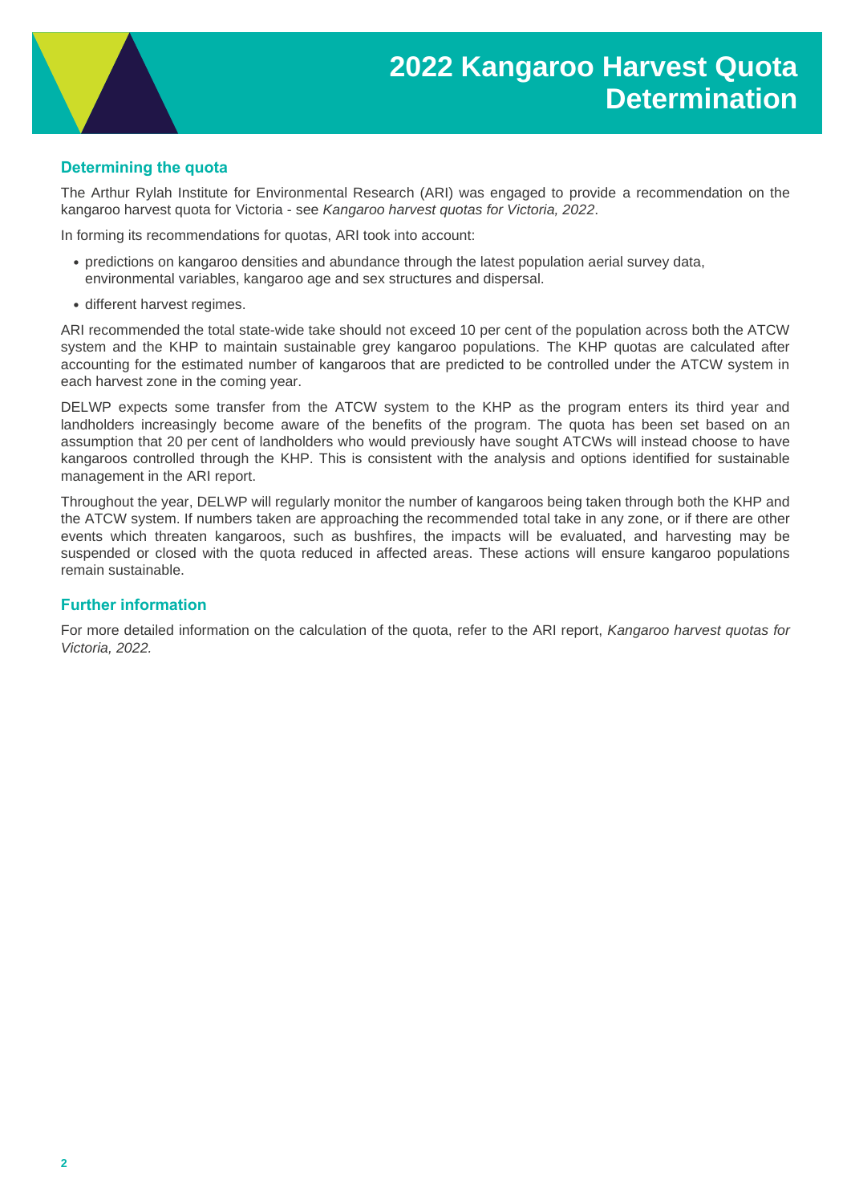# 2022 Kangaroo Harvest Quota Determination

## Determining the quota

The Arthur Rylah Institute for Environmental Research (ARI) was engaged to provide a recommendation on the kangaroo harvest quota for Victoria - see *Kangaroo harvest quotas for Victoria, 2022*.

In forming its recommendations for quotas, ARI took into account:

- predictions on kangaroo densities and abundance through the latest population aerial survey data, environmental variables, kangaroo age and sex structures and dispersal.
- different harvest regimes.

ARI recommended the total state-wide take should not exceed 10 per cent of the population across both the ATCW system and the KHP to maintain sustainable grey kangaroo populations. The KHP quotas are calculated after accounting for the estimated number of kangaroos that are predicted to be controlled under the ATCW system in each harvest zone in the coming year.

DELWP expects some transfer from the ATCW system to the KHP as the program enters its third year and landholders increasingly become aware of the benefits of the program. The quota has been set based on an assumption that 20 per cent of landholders who would previously have sought ATCWs will instead choose to have kangaroos controlled through the KHP. This is consistent with the analysis and options identified for sustainable management in the ARI report.

Throughout the year, DELWP will regularly monitor the number of kangaroos being taken through both the KHP and the ATCW system. If numbers taken are approaching the recommended total take in any zone, or if there are other events which threaten kangaroos, such as bushfires, the impacts will be evaluated, and harvesting may be suspended or closed with the quota reduced in affected areas. These actions will ensure kangaroo populations remain sustainable.

## Further information

For more detailed information on the calculation of the quota, refer to the ARI report, *Kangaroo harvest quotas for Victoria, 2022*.